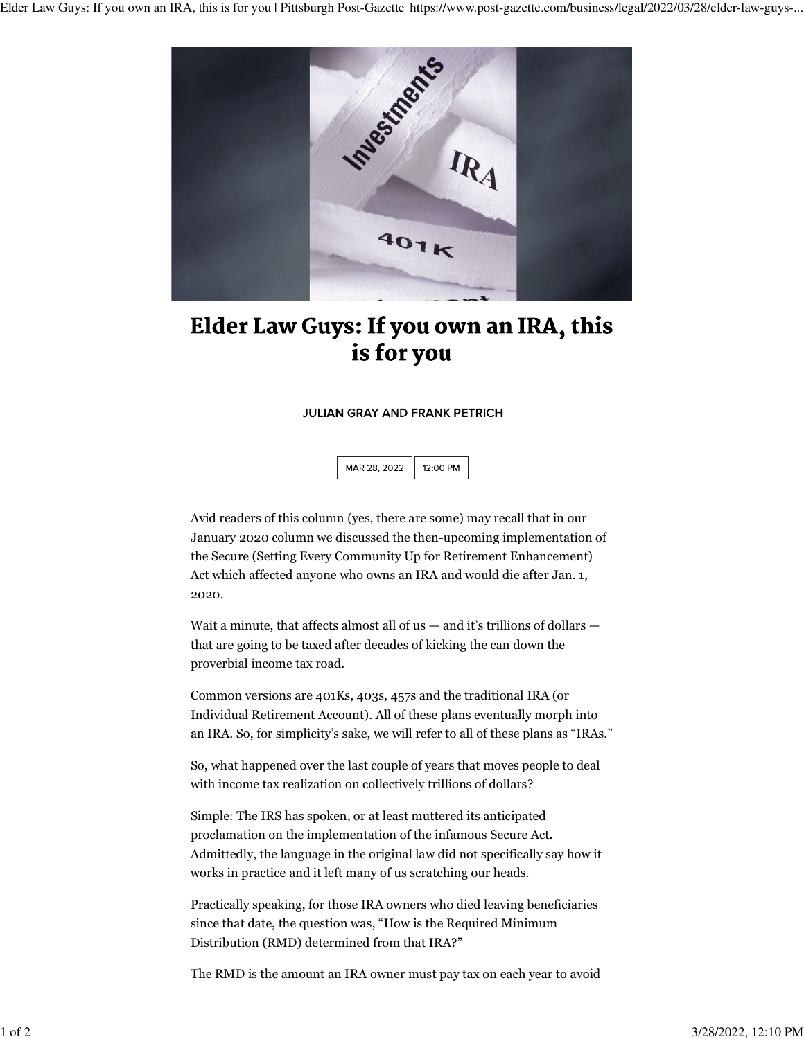# Elder Law Guys: If you own an IRA, this is for you

JULIAN GRAY AND FRANK PETRICH

MAR 28, 2022 | 12:00 PM

Avid readers of this column (yes, there are some) may recall that in our January 2020 column we discussed the then-upcoming implementation of the Secure (Setting Every Community Up for Retirement Enhancement) Act which affected anyone who owns an IRA and would die after Jan. 1, 2020.

Wait a minute, that affects almost all of us — and it's trillions of dollars — that are going to be taxed after decades of kicking the can down the proverbial income tax road.

Common versions are 401Ks, 403s, 457s and the traditional IRA (or Individual Retirement Account). All of these plans eventually morph into an IRA. So, for simplicity's sake, we will refer to all of these plans as "IRAs."

So, what happened over the last couple of years that moves people to deal with income tax realization on collectively trillions of dollars?

Simple: The IRS has spoken, or at least muttered its anticipated proclamation on the implementation of the infamous Secure Act. Admittedly, the language in the original law did not specifically say how it works in practice and it left many of us scratching our heads.

Practically speaking, for those IRA owners who died leaving beneficiaries since that date, the question was, "How is the Required Minimum Distribution (RMD) determined from that IRA?"

The RMD is the amount an IRA owner must pay tax on each year to avoid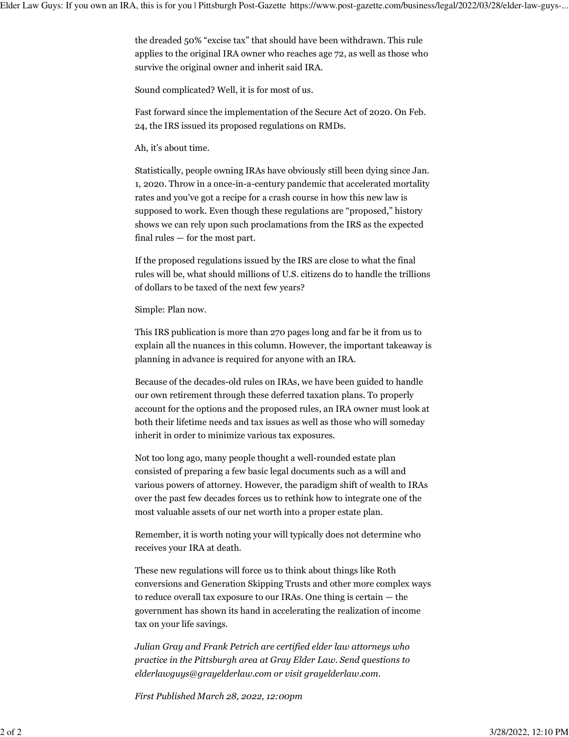the dreaded 50% “excise tax” that should have been withdrawn. This rule applies to the original IRA owner who reaches age 72, as well as those who survive the original owner and inherit said IRA.

Sound complicated? Well, it is for most of us.

Fast forward since the implementation of the Secure Act of 2020. On Feb. 24, the IRS issued its proposed regulations on RMDs.

Ah, it’s about time.

Statistically, people owning IRAs have obviously still been dying since Jan. 1, 2020. Throw in a once-in-a-century pandemic that accelerated mortality rates and you’ve got a recipe for a crash course in how this new law is supposed to work. Even though these regulations are “proposed,” history shows we can rely upon such proclamations from the IRS as the expected final rules — for the most part.

If the proposed regulations issued by the IRS are close to what the final rules will be, what should millions of U.S. citizens do to handle the trillions of dollars to be taxed of the next few years?

Simple: Plan now.

This IRS publication is more than 270 pages long and far be it from us to explain all the nuances in this column. However, the important takeaway is planning in advance is required for anyone with an IRA.

Because of the decades-old rules on IRAs, we have been guided to handle our own retirement through these deferred taxation plans. To properly account for the options and the proposed rules, an IRA owner must look at both their lifetime needs and tax issues as well as those who will someday inherit in order to minimize various tax exposures.

Not too long ago, many people thought a well-rounded estate plan consisted of preparing a few basic legal documents such as a will and various powers of attorney. However, the paradigm shift of wealth to IRAs over the past few decades forces us to rethink how to integrate one of the most valuable assets of our net worth into a proper estate plan.

Remember, it is worth noting your will typically does not determine who receives your IRA at death.

These new regulations will force us to think about things like Roth conversions and Generation Skipping Trusts and other more complex ways to reduce overall tax exposure to our IRAs. One thing is certain — the government has shown its hand in accelerating the realization of income tax on your life savings.

*Julian Gray and Frank Petrich are certified elder law attorneys who practice in the Pittsburgh area at Gray Elder Law. Send questions to elderlawguys@grayelderlaw.com or visit grayelderlaw.com.*

*First Published March 28, 2022, 12:00pm*